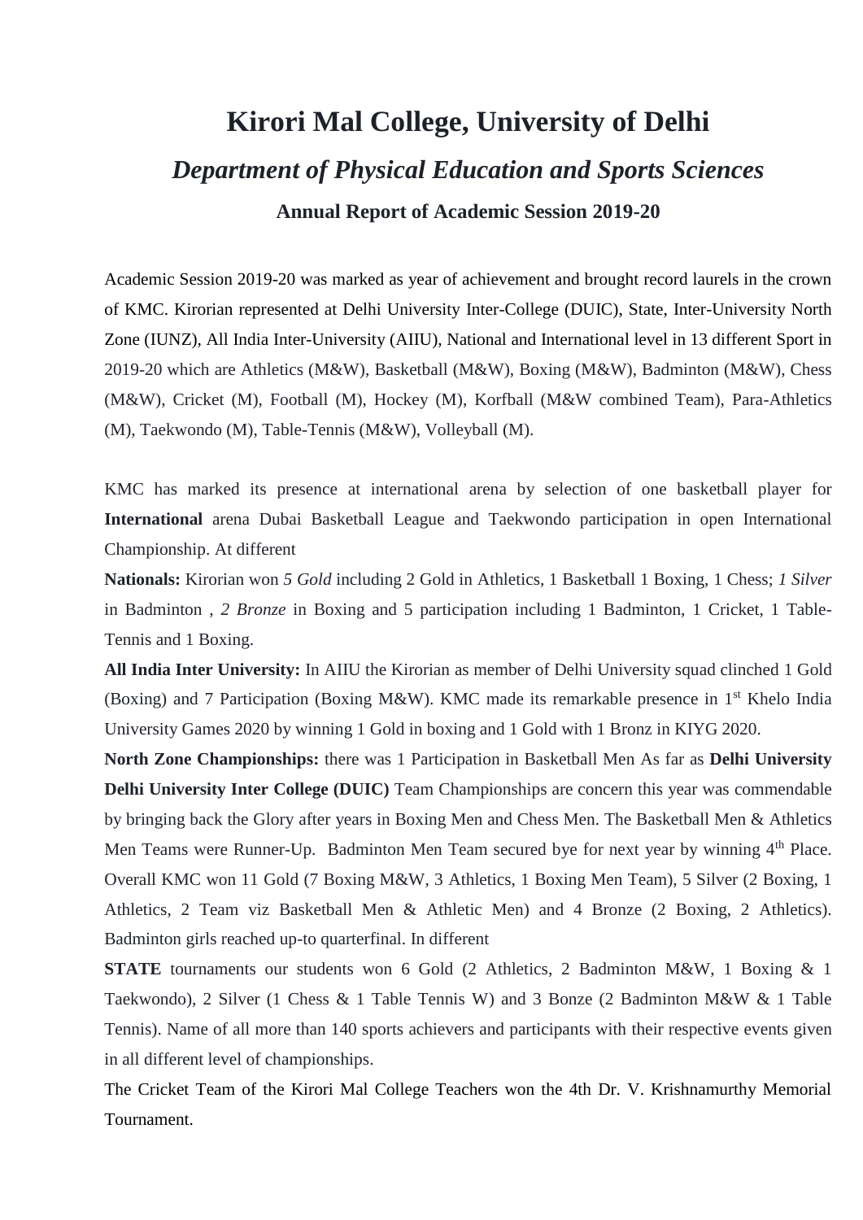# Kirori Mal College, University of Delhi

## *Department of Physical Education and Sports Sciences*

### Annual Report of Academic Session 2019-20

Academic Session 2019-20 was marked as year of achievement and brought record laurels in the crown of KMC. Kirorian represented at Delhi University Inter-College (DUIC), State, Inter-University North Zone (IUNZ), All India Inter-University (AIIU), National and International level in 13 different Sport in 2019-20 which are Athletics (M&W), Basketball (M&W), Boxing (M&W), Badminton (M&W), Chess (M&W), Cricket (M), Football (M), Hockey (M), Korfball (M&W combined Team), Para-Athletics (M), Taekwondo (M), Table-Tennis (M&W), Volleyball (M).

KMC has marked its presence at international arena by selection of one basketball player for **International** arena Dubai Basketball League and Taekwondo participation in open International Championship. At different

**Nationals:** Kirorian won *5 Gold* including 2 Gold in Athletics, 1 Basketball 1 Boxing, 1 Chess; *1 Silver* in Badminton , *2 Bronze* in Boxing and 5 participation including 1 Badminton, 1 Cricket, 1 Table-Tennis and 1 Boxing.

**All India Inter University:** In AIIU the Kirorian as member of Delhi University squad clinched 1 Gold (Boxing) and 7 Participation (Boxing M&W). KMC made its remarkable presence in 1st Khelo India University Games 2020 by winning 1 Gold in boxing and 1 Gold with 1 Bronz in KIYG 2020.

**North Zone Championships:** there was 1 Participation in Basketball Men As far as **Delhi University Delhi University Inter College (DUIC)** Team Championships are concern this year was commendable by bringing back the Glory after years in Boxing Men and Chess Men. The Basketball Men & Athletics Men Teams were Runner-Up. Badminton Men Team secured bye for next year by winning 4th Place. Overall KMC won 11 Gold (7 Boxing M&W, 3 Athletics, 1 Boxing Men Team), 5 Silver (2 Boxing, 1 Athletics, 2 Team viz Basketball Men & Athletic Men) and 4 Bronze (2 Boxing, 2 Athletics). Badminton girls reached up-to quarterfinal. In different

**STATE** tournaments our students won 6 Gold (2 Athletics, 2 Badminton M&W, 1 Boxing & 1 Taekwondo), 2 Silver (1 Chess & 1 Table Tennis W) and 3 Bonze (2 Badminton M&W & 1 Table Tennis). Name of all more than 140 sports achievers and participants with their respective events given in all different level of championships.

The Cricket Team of the Kirori Mal College Teachers won the 4th Dr. V. Krishnamurthy Memorial Tournament.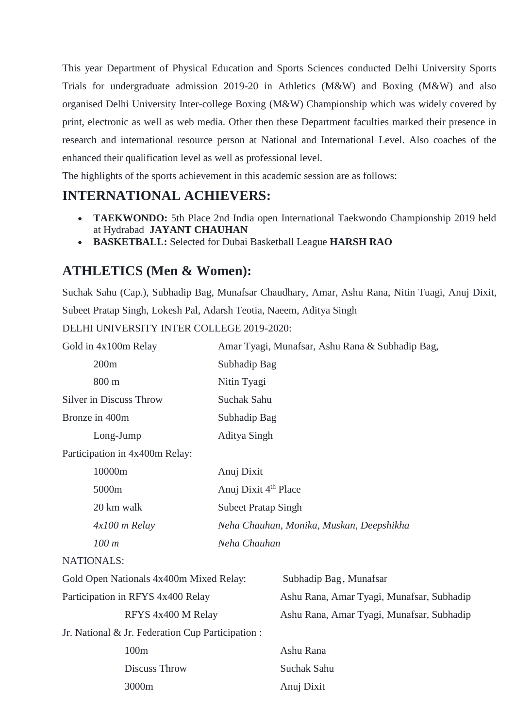This year Department of Physical Education and Sports Sciences conducted Delhi University Sports Trials for undergraduate admission 2019-20 in Athletics (M&W) and Boxing (M&W) and also organised Delhi University Inter-college Boxing (M&W) Championship which was widely covered by print, electronic as well as web media. Other then these Department faculties marked their presence in research and international resource person at National and International Level. Also coaches of the enhanced their qualification level as well as professional level.

The highlights of the sports achievement in this academic session are as follows:

## INTERNATIONAL ACHIEVERS:

- **TAEKWONDO:** 5th Place 2nd India open International Taekwondo Championship 2019 held at Hydrabad **JAYANT CHAUHAN**
- **BASKETBALL:** Selected for Dubai Basketball League **HARSH RAO**

## ATHLETICS (Men & Women):

Suchak Sahu (Cap.), Subhadip Bag, Munafsar Chaudhary, Amar, Ashu Rana, Nitin Tuagi, Anuj Dixit, Subeet Pratap Singh, Lokesh Pal, Adarsh Teotia, Naeem, Aditya Singh

DELHI UNIVERSITY INTER COLLEGE 2019-2020:

| | |
|---|---|
| Gold in 4x100m Relay | Amar Tyagi, Munafsar, Ashu Rana & Subhadip Bag, |
| 200m | Subhadip Bag |
| 800 m | Nitin Tyagi |
| Silver in Discuss Throw | Suchak Sahu |
| Bronze in 400m | Subhadip Bag |
| Long-Jump | Aditya Singh |
| Participation in 4x400m Relay: | |
| 10000m | Anuj Dixit |
| 5000m | Anuj Dixit 4th Place |
| 20 km walk | Subeet Pratap Singh |
| *4x100 m Relay* | *Neha Chauhan, Monika, Muskan, Deepshikha* |
| *100 m* | *Neha Chauhan* |

NATIONALS:

| | |
|---|---|
| Gold Open Nationals 4x400m Mixed Relay: | Subhadip Bag, Munafsar |
| Participation in RFYS 4x400 Relay | Ashu Rana, Amar Tyagi, Munafsar, Subhadip |
| RFYS 4x400 M Relay | Ashu Rana, Amar Tyagi, Munafsar, Subhadip |
| Jr. National & Jr. Federation Cup Participation : | |
| 100m | Ashu Rana |
| Discuss Throw | Suchak Sahu |
| 3000m | Anuj Dixit |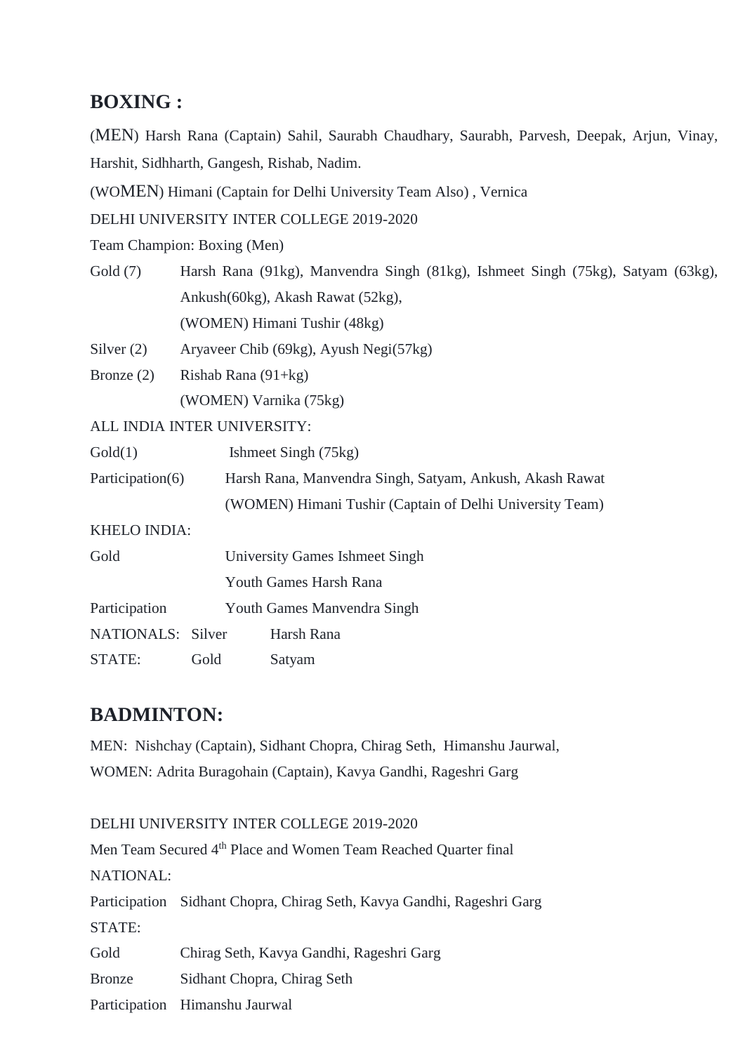## BOXING :

(MEN) Harsh Rana (Captain) Sahil, Saurabh Chaudhary, Saurabh, Parvesh, Deepak, Arjun, Vinay, Harshit, Sidhharth, Gangesh, Rishab, Nadim.

(WOMEN) Himani (Captain for Delhi University Team Also) , Vernica

DELHI UNIVERSITY INTER COLLEGE 2019-2020

Team Champion: Boxing (Men)

| | |
|---|---|
| Gold (7) | Harsh Rana (91kg), Manvendra Singh (81kg), Ishmeet Singh (75kg), Satyam (63kg), Ankush(60kg), Akash Rawat (52kg), (WOMEN) Himani Tushir (48kg) |
| Silver (2) | Aryaveer Chib (69kg), Ayush Negi(57kg) |
| Bronze (2) | Rishab Rana (91+kg) (WOMEN) Varnika (75kg) |

ALL INDIA INTER UNIVERSITY:

| | |
|---|---|
| Gold(1) | Ishmeet Singh (75kg) |
| Participation(6) | Harsh Rana, Manvendra Singh, Satyam, Ankush, Akash Rawat (WOMEN) Himani Tushir (Captain of Delhi University Team) |

KHELO INDIA:

| | |
|---|---|
| Gold | University Games Ishmeet Singh |
| | Youth Games Harsh Rana |
| Participation | Youth Games Manvendra Singh |

| | | |
|---|---|---|
| NATIONALS: | Silver | Harsh Rana |
| STATE: | Gold | Satyam |

## BADMINTON:

MEN: Nishchay (Captain), Sidhant Chopra, Chirag Seth, Himanshu Jaurwal,

WOMEN: Adrita Buragohain (Captain), Kavya Gandhi, Rageshri Garg

DELHI UNIVERSITY INTER COLLEGE 2019-2020

Men Team Secured 4th Place and Women Team Reached Quarter final

NATIONAL:

| | |
|---|---|
| Participation | Sidhant Chopra, Chirag Seth, Kavya Gandhi, Rageshri Garg |

STATE:

| | |
|---|---|
| Gold | Chirag Seth, Kavya Gandhi, Rageshri Garg |
| Bronze | Sidhant Chopra, Chirag Seth |
| Participation | Himanshu Jaurwal |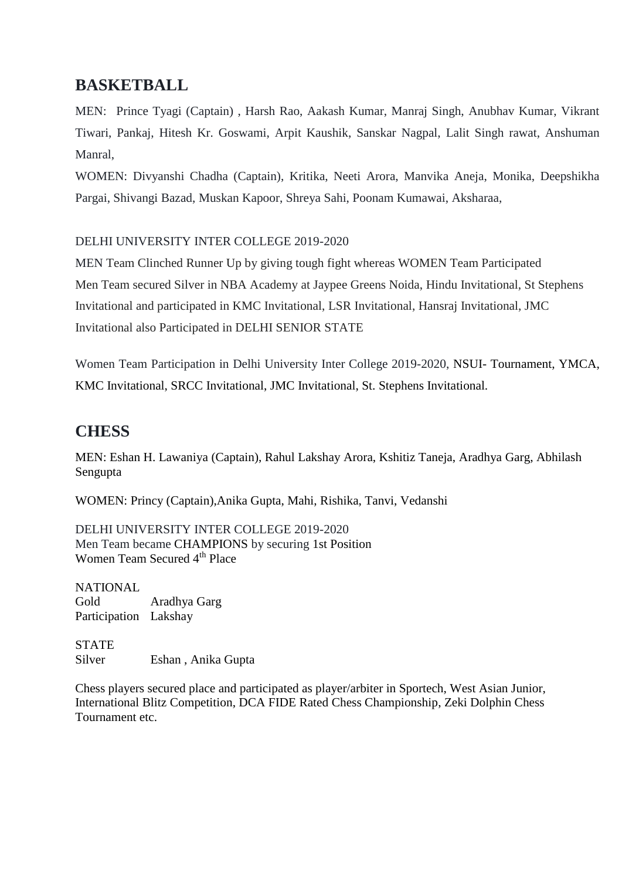## BASKETBALL

MEN: Prince Tyagi (Captain) , Harsh Rao, Aakash Kumar, Manraj Singh, Anubhav Kumar, Vikrant Tiwari, Pankaj, Hitesh Kr. Goswami, Arpit Kaushik, Sanskar Nagpal, Lalit Singh rawat, Anshuman Manral,

WOMEN: Divyanshi Chadha (Captain), Kritika, Neeti Arora, Manvika Aneja, Monika, Deepshikha Pargai, Shivangi Bazad, Muskan Kapoor, Shreya Sahi, Poonam Kumawai, Aksharaa,

DELHI UNIVERSITY INTER COLLEGE 2019-2020

MEN Team Clinched Runner Up by giving tough fight whereas WOMEN Team Participated

Men Team secured Silver in NBA Academy at Jaypee Greens Noida, Hindu Invitational, St Stephens Invitational and participated in KMC Invitational, LSR Invitational, Hansraj Invitational, JMC Invitational also Participated in DELHI SENIOR STATE

Women Team Participation in Delhi University Inter College 2019-2020, NSUI- Tournament, YMCA, KMC Invitational, SRCC Invitational, JMC Invitational, St. Stephens Invitational.

## CHESS

MEN: Eshan H. Lawaniya (Captain), Rahul Lakshay Arora, Kshitiz Taneja, Aradhya Garg, Abhilash Sengupta

WOMEN: Princy (Captain),Anika Gupta, Mahi, Rishika, Tanvi, Vedanshi

DELHI UNIVERSITY INTER COLLEGE 2019-2020
Men Team became CHAMPIONS by securing 1st Position
Women Team Secured 4th Place

NATIONAL

| | |
|---|---|
| Gold | Aradhya Garg |
| Participation | Lakshay |

STATE

| | |
|---|---|
| Silver | Eshan , Anika Gupta |

Chess players secured place and participated as player/arbiter in Sportech, West Asian Junior, International Blitz Competition, DCA FIDE Rated Chess Championship, Zeki Dolphin Chess Tournament etc.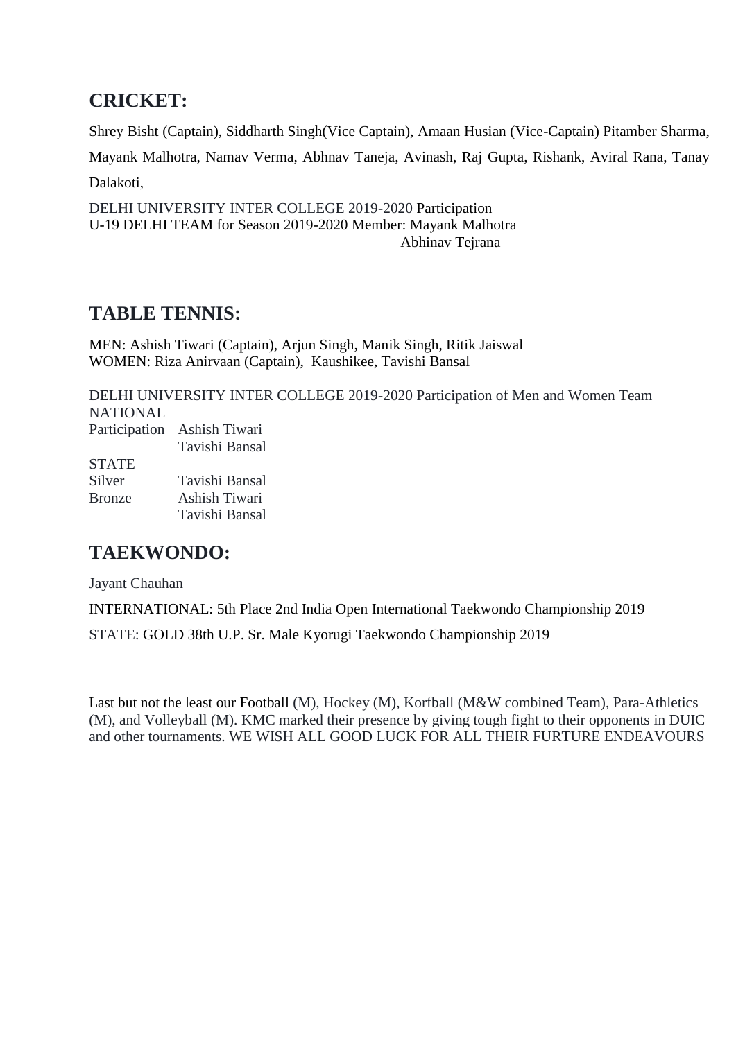## CRICKET:

Shrey Bisht (Captain), Siddharth Singh(Vice Captain), Amaan Husian (Vice-Captain) Pitamber Sharma, Mayank Malhotra, Namav Verma, Abhnav Taneja, Avinash, Raj Gupta, Rishank, Aviral Rana, Tanay Dalakoti,

DELHI UNIVERSITY INTER COLLEGE 2019-2020 Participation
U-19 DELHI TEAM for Season 2019-2020 Member: Mayank Malhotra
Abhinav Tejrana

## TABLE TENNIS:

MEN: Ashish Tiwari (Captain), Arjun Singh, Manik Singh, Ritik Jaiswal
WOMEN: Riza Anirvaan (Captain), Kaushikee, Tavishi Bansal

DELHI UNIVERSITY INTER COLLEGE 2019-2020 Participation of Men and Women Team

| | |
|---|---|
| NATIONAL | |
| Participation | Ashish Tiwari |
| | Tavishi Bansal |
| STATE | |
| Silver | Tavishi Bansal |
| Bronze | Ashish Tiwari |
| | Tavishi Bansal |

## TAEKWONDO:

Jayant Chauhan

INTERNATIONAL: 5th Place 2nd India Open International Taekwondo Championship 2019

STATE: GOLD 38th U.P. Sr. Male Kyorugi Taekwondo Championship 2019

Last but not the least our Football (M), Hockey (M), Korfball (M&W combined Team), Para-Athletics (M), and Volleyball (M). KMC marked their presence by giving tough fight to their opponents in DUIC and other tournaments. WE WISH ALL GOOD LUCK FOR ALL THEIR FURTURE ENDEAVOURS